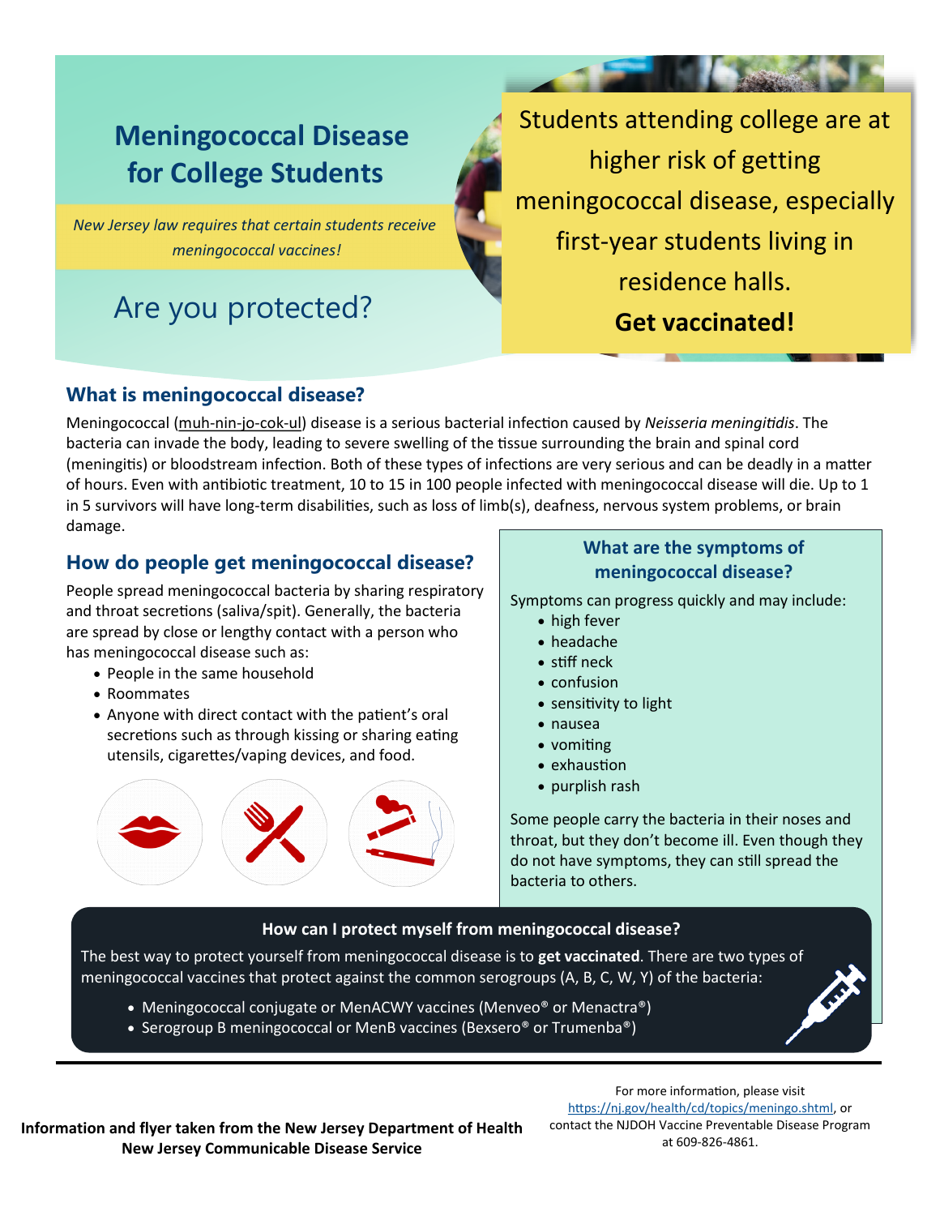# Meningococcal Disease for College Students

*New Jersey law requires that certain students receive meningococcal vaccines!*

Are you protected?

Students attending college are at higher risk of getting meningococcal disease, especially first-year students living in residence halls.

**Get vaccinated!**

## What is meningococcal disease?

Meningococcal (muh-nin-jo-cok-ul) disease is a serious bacterial infection caused by *Neisseria meningitidis*. The bacteria can invade the body, leading to severe swelling of the tissue surrounding the brain and spinal cord (meningitis) or bloodstream infection. Both of these types of infections are very serious and can be deadly in a matter of hours. Even with antibiotic treatment, 10 to 15 in 100 people infected with meningococcal disease will die. Up to 1 in 5 survivors will have long-term disabilities, such as loss of limb(s), deafness, nervous system problems, or brain damage.

## How do people get meningococcal disease?

People spread meningococcal bacteria by sharing respiratory and throat secretions (saliva/spit). Generally, the bacteria are spread by close or lengthy contact with a person who has meningococcal disease such as:

- People in the same household
- Roommates
- Anyone with direct contact with the patient's oral secretions such as through kissing or sharing eating utensils, cigarettes/vaping devices, and food.

## What are the symptoms of meningococcal disease?

Symptoms can progress quickly and may include:

- high fever
- headache
- stiff neck
- confusion
- sensitivity to light
- nausea
- vomiting
- exhaustion
- purplish rash

Some people carry the bacteria in their noses and throat, but they don't become ill. Even though they do not have symptoms, they can still spread the bacteria to others.

## How can I protect myself from meningococcal disease?

The best way to protect yourself from meningococcal disease is to **get vaccinated**. There are two types of meningococcal vaccines that protect against the common serogroups (A, B, C, W, Y) of the bacteria:

- Meningococcal conjugate or MenACWY vaccines (Menveo® or Menactra®)
- Serogroup B meningococcal or MenB vaccines (Bexsero® or Trumenba®)

**Information and flyer taken from the New Jersey Department of Health New Jersey Communicable Disease Service**

For more information, please visit https://nj.gov/health/cd/topics/meningo.shtml, or contact the NJDOH Vaccine Preventable Disease Program at 609-826-4861.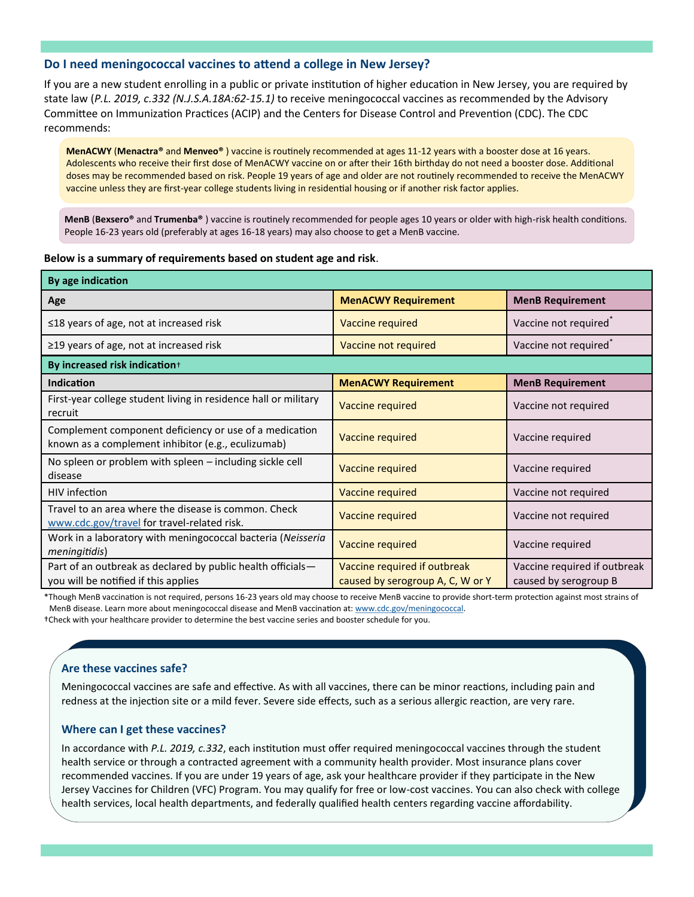## Do I need meningococcal vaccines to attend a college in New Jersey?

If you are a new student enrolling in a public or private institution of higher education in New Jersey, you are required by state law (*P.L. 2019, c.332 (N.J.S.A.18A:62-15.1)* to receive meningococcal vaccines as recommended by the Advisory Committee on Immunization Practices (ACIP) and the Centers for Disease Control and Prevention (CDC). The CDC recommends:

**MenACWY** (**Menactra®** and **Menveo®** ) vaccine is routinely recommended at ages 11-12 years with a booster dose at 16 years. Adolescents who receive their first dose of MenACWY vaccine on or after their 16th birthday do not need a booster dose. Additional doses may be recommended based on risk. People 19 years of age and older are not routinely recommended to receive the MenACWY vaccine unless they are first-year college students living in residential housing or if another risk factor applies.

**MenB** (**Bexsero®** and **Trumenba®** ) vaccine is routinely recommended for people ages 10 years or older with high-risk health conditions. People 16-23 years old (preferably at ages 16-18 years) may also choose to get a MenB vaccine.

**Below is a summary of requirements based on student age and risk**.

| **By age indication** | | |
|---|---|---|
| **Age** | **MenACWY Requirement** | **MenB Requirement** |
| ≤18 years of age, not at increased risk | Vaccine required | Vaccine not required* |
| ≥19 years of age, not at increased risk | Vaccine not required | Vaccine not required* |
| **By increased risk indication†** | | |
| **Indication** | **MenACWY Requirement** | **MenB Requirement** |
| First-year college student living in residence hall or military recruit | Vaccine required | Vaccine not required |
| Complement component deficiency or use of a medication known as a complement inhibitor (e.g., eculizumab) | Vaccine required | Vaccine required |
| No spleen or problem with spleen – including sickle cell disease | Vaccine required | Vaccine required |
| HIV infection | Vaccine required | Vaccine not required |
| Travel to an area where the disease is common. Check www.cdc.gov/travel for travel-related risk. | Vaccine required | Vaccine not required |
| Work in a laboratory with meningococcal bacteria (*Neisseria meningitidis*) | Vaccine required | Vaccine required |
| Part of an outbreak as declared by public health officials—you will be notified if this applies | Vaccine required if outbreak caused by serogroup A, C, W or Y | Vaccine required if outbreak caused by serogroup B |

*Though MenB vaccination is not required, persons 16-23 years old may choose to receive MenB vaccine to provide short-term protection against most strains of MenB disease. Learn more about meningococcal disease and MenB vaccination at: www.cdc.gov/meningococcal.

†Check with your healthcare provider to determine the best vaccine series and booster schedule for you.

### Are these vaccines safe?

Meningococcal vaccines are safe and effective. As with all vaccines, there can be minor reactions, including pain and redness at the injection site or a mild fever. Severe side effects, such as a serious allergic reaction, are very rare.

### Where can I get these vaccines?

In accordance with *P.L. 2019, c.332*, each institution must offer required meningococcal vaccines through the student health service or through a contracted agreement with a community health provider. Most insurance plans cover recommended vaccines. If you are under 19 years of age, ask your healthcare provider if they participate in the New Jersey Vaccines for Children (VFC) Program. You may qualify for free or low-cost vaccines. You can also check with college health services, local health departments, and federally qualified health centers regarding vaccine affordability.